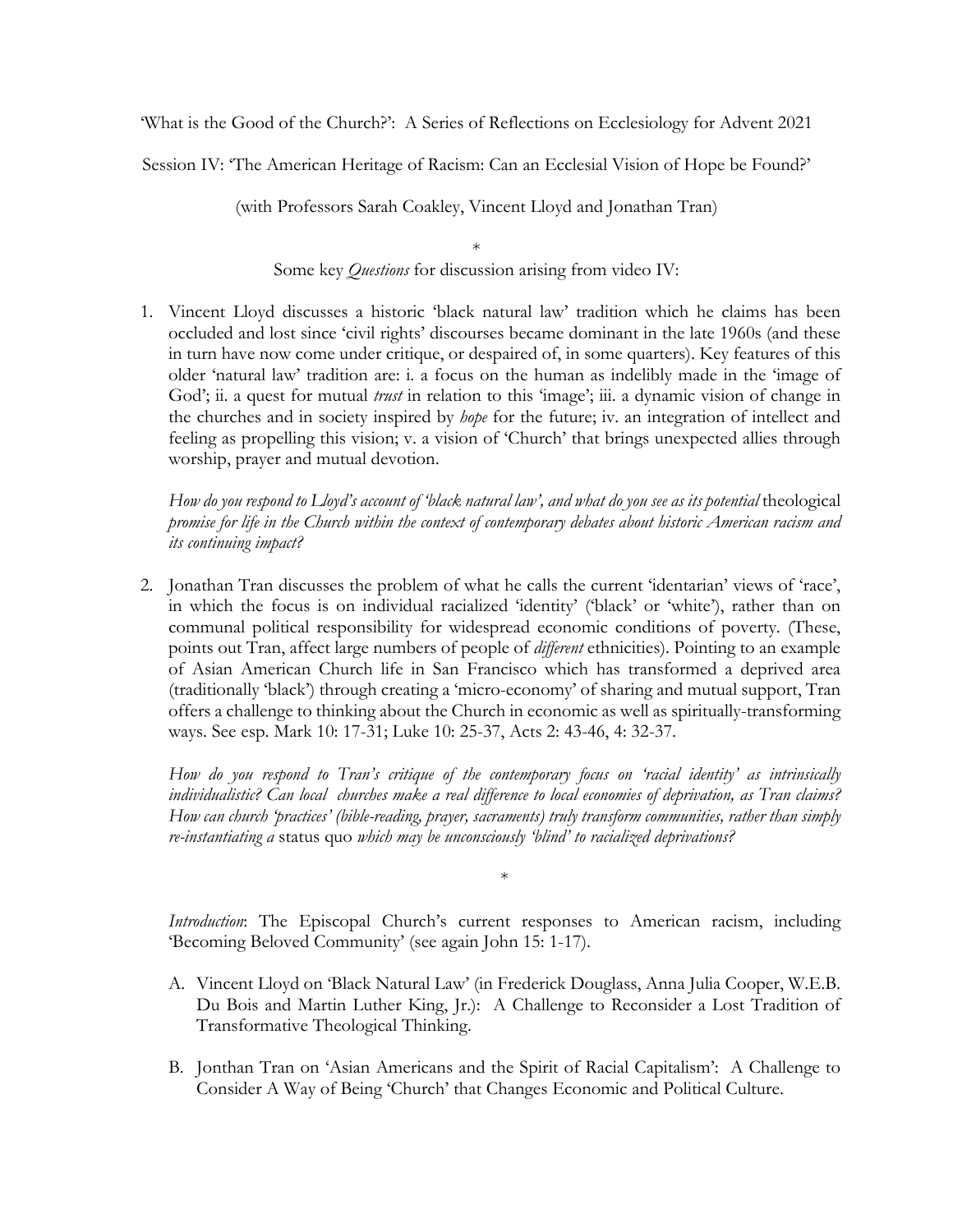'What is the Good of the Church?': A Series of Reflections on Ecclesiology for Advent 2021

Session IV: 'The American Heritage of Racism: Can an Ecclesial Vision of Hope be Found?'

(with Professors Sarah Coakley, Vincent Lloyd and Jonathan Tran)

*

Some key *Questions* for discussion arising from video IV:

1. Vincent Lloyd discusses a historic 'black natural law' tradition which he claims has been occluded and lost since 'civil rights' discourses became dominant in the late 1960s (and these in turn have now come under critique, or despaired of, in some quarters). Key features of this older 'natural law' tradition are: i. a focus on the human as indelibly made in the 'image of God'; ii. a quest for mutual *trust* in relation to this 'image'; iii. a dynamic vision of change in the churches and in society inspired by *hope* for the future; iv. an integration of intellect and feeling as propelling this vision; v. a vision of 'Church' that brings unexpected allies through worship, prayer and mutual devotion.

   *How do you respond to Lloyd's account of 'black natural law', and what do you see as its potential* theological *promise for life in the Church within the context of contemporary debates about historic American racism and its continuing impact?*

2. Jonathan Tran discusses the problem of what he calls the current 'identarian' views of 'race', in which the focus is on individual racialized 'identity' ('black' or 'white'), rather than on communal political responsibility for widespread economic conditions of poverty. (These, points out Tran, affect large numbers of people of *different* ethnicities). Pointing to an example of Asian American Church life in San Francisco which has transformed a deprived area (traditionally 'black') through creating a 'micro-economy' of sharing and mutual support, Tran offers a challenge to thinking about the Church in economic as well as spiritually-transforming ways. See esp. Mark 10: 17-31; Luke 10: 25-37, Acts 2: 43-46, 4: 32-37.

   *How do you respond to Tran's critique of the contemporary focus on 'racial identity' as intrinsically individualistic? Can local churches make a real difference to local economies of deprivation, as Tran claims? How can church 'practices' (bible-reading, prayer, sacraments) truly transform communities, rather than simply re-instantiating a* status quo *which may be unconsciously 'blind' to racialized deprivations?*

*

*Introduction*: The Episcopal Church's current responses to American racism, including 'Becoming Beloved Community' (see again John 15: 1-17).

A. Vincent Lloyd on 'Black Natural Law' (in Frederick Douglass, Anna Julia Cooper, W.E.B. Du Bois and Martin Luther King, Jr.): A Challenge to Reconsider a Lost Tradition of Transformative Theological Thinking.

B. Jonthan Tran on 'Asian Americans and the Spirit of Racial Capitalism': A Challenge to Consider A Way of Being 'Church' that Changes Economic and Political Culture.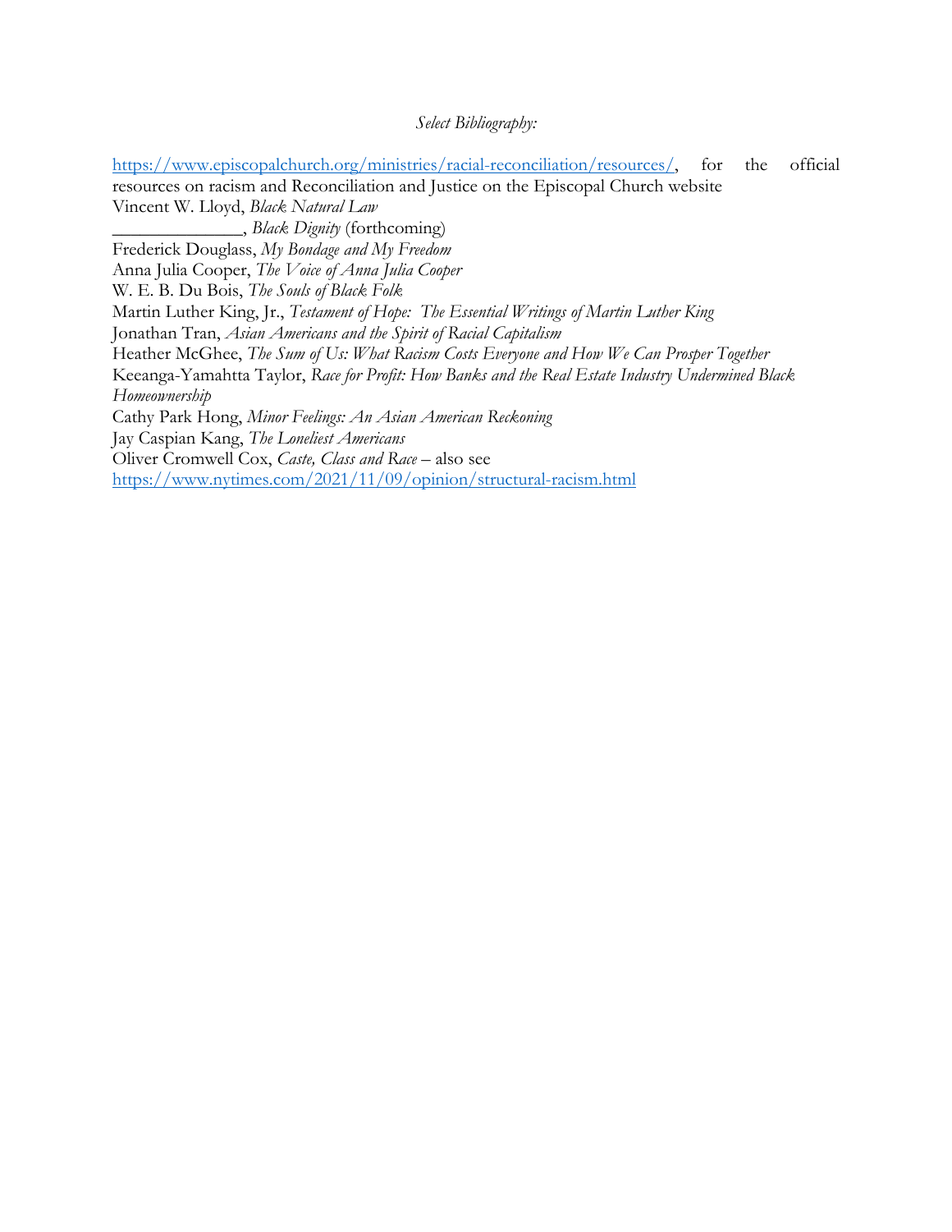*Select Bibliography:*

https://www.episcopalchurch.org/ministries/racial-reconciliation/resources/, for the official resources on racism and Reconciliation and Justice on the Episcopal Church website
Vincent W. Lloyd, *Black Natural Law*
_______________, *Black Dignity* (forthcoming)
Frederick Douglass, *My Bondage and My Freedom*
Anna Julia Cooper, *The Voice of Anna Julia Cooper*
W. E. B. Du Bois, *The Souls of Black Folk*
Martin Luther King, Jr., *Testament of Hope: The Essential Writings of Martin Luther King*
Jonathan Tran, *Asian Americans and the Spirit of Racial Capitalism*
Heather McGhee, *The Sum of Us: What Racism Costs Everyone and How We Can Prosper Together*
Keeanga-Yamahtta Taylor, *Race for Profit: How Banks and the Real Estate Industry Undermined Black Homeownership*
Cathy Park Hong, *Minor Feelings: An Asian American Reckoning*
Jay Caspian Kang, *The Loneliest Americans*
Oliver Cromwell Cox, *Caste, Class and Race* – also see https://www.nytimes.com/2021/11/09/opinion/structural-racism.html